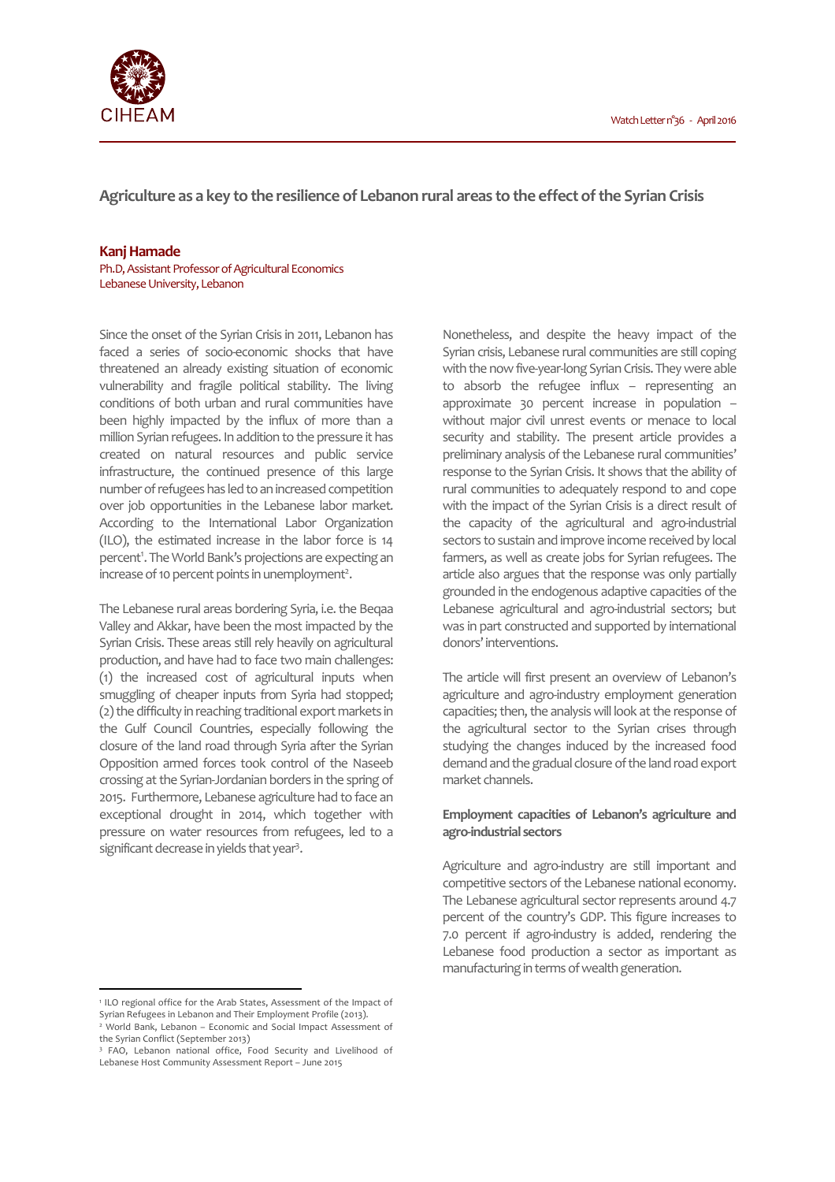# Agriculture as a key to the resilience of Lebanon rural areas to the effect of the Syrian Crisis

**Kanj Hamade**
Ph.D, Assistant Professor of Agricultural Economics
Lebanese University, Lebanon

Since the onset of the Syrian Crisis in 2011, Lebanon has faced a series of socio-economic shocks that have threatened an already existing situation of economic vulnerability and fragile political stability. The living conditions of both urban and rural communities have been highly impacted by the influx of more than a million Syrian refugees. In addition to the pressure it has created on natural resources and public service infrastructure, the continued presence of this large number of refugees has led to an increased competition over job opportunities in the Lebanese labor market. According to the International Labor Organization (ILO), the estimated increase in the labor force is 14 percent[1]. The World Bank's projections are expecting an increase of 10 percent points in unemployment[2].

The Lebanese rural areas bordering Syria, i.e. the Beqaa Valley and Akkar, have been the most impacted by the Syrian Crisis. These areas still rely heavily on agricultural production, and have had to face two main challenges: (1) the increased cost of agricultural inputs when smuggling of cheaper inputs from Syria had stopped; (2) the difficulty in reaching traditional export markets in the Gulf Council Countries, especially following the closure of the land road through Syria after the Syrian Opposition armed forces took control of the Naseeb crossing at the Syrian-Jordanian borders in the spring of 2015. Furthermore, Lebanese agriculture had to face an exceptional drought in 2014, which together with pressure on water resources from refugees, led to a significant decrease in yields that year[3].

Nonetheless, and despite the heavy impact of the Syrian crisis, Lebanese rural communities are still coping with the now five-year-long Syrian Crisis. They were able to absorb the refugee influx – representing an approximate 30 percent increase in population – without major civil unrest events or menace to local security and stability. The present article provides a preliminary analysis of the Lebanese rural communities' response to the Syrian Crisis. It shows that the ability of rural communities to adequately respond to and cope with the impact of the Syrian Crisis is a direct result of the capacity of the agricultural and agro-industrial sectors to sustain and improve income received by local farmers, as well as create jobs for Syrian refugees. The article also argues that the response was only partially grounded in the endogenous adaptive capacities of the Lebanese agricultural and agro-industrial sectors; but was in part constructed and supported by international donors' interventions.

The article will first present an overview of Lebanon's agriculture and agro-industry employment generation capacities; then, the analysis will look at the response of the agricultural sector to the Syrian crises through studying the changes induced by the increased food demand and the gradual closure of the land road export market channels.

## Employment capacities of Lebanon's agriculture and agro-industrial sectors

Agriculture and agro-industry are still important and competitive sectors of the Lebanese national economy. The Lebanese agricultural sector represents around 4.7 percent of the country's GDP. This figure increases to 7.0 percent if agro-industry is added, rendering the Lebanese food production a sector as important as manufacturing in terms of wealth generation.

---

[1] ILO regional office for the Arab States, Assessment of the Impact of Syrian Refugees in Lebanon and Their Employment Profile (2013).
[2] World Bank, Lebanon – Economic and Social Impact Assessment of the Syrian Conflict (September 2013)
[3] FAO, Lebanon national office, Food Security and Livelihood of Lebanese Host Community Assessment Report – June 2015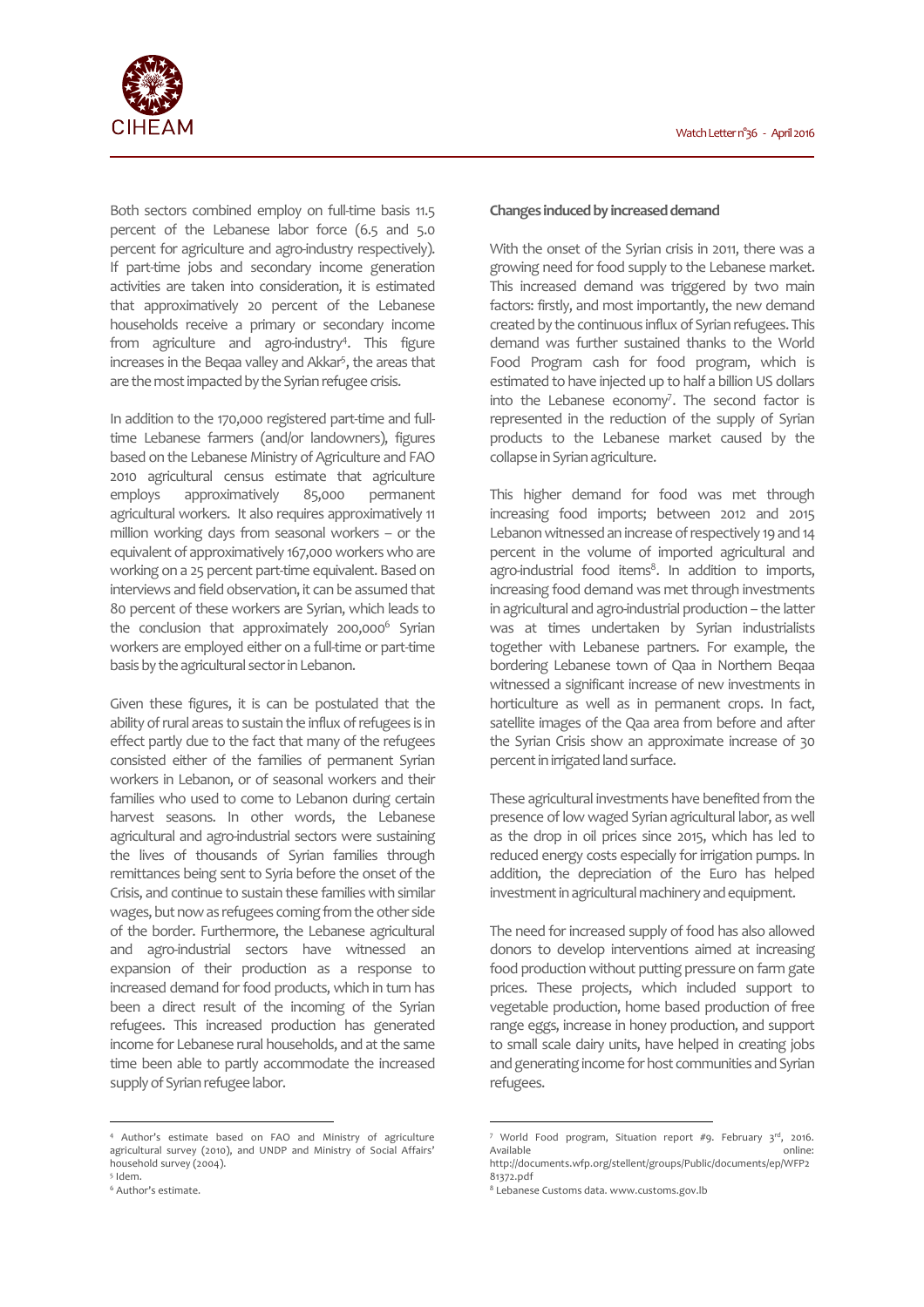Both sectors combined employ on full-time basis 11.5 percent of the Lebanese labor force (6.5 and 5.0 percent for agriculture and agro-industry respectively). If part-time jobs and secondary income generation activities are taken into consideration, it is estimated that approximatively 20 percent of the Lebanese households receive a primary or secondary income from agriculture and agro-industry[4]. This figure increases in the Beqaa valley and Akkar[5], the areas that are the most impacted by the Syrian refugee crisis.

In addition to the 170,000 registered part-time and full-time Lebanese farmers (and/or landowners), figures based on the Lebanese Ministry of Agriculture and FAO 2010 agricultural census estimate that agriculture employs approximatively 85,000 permanent agricultural workers. It also requires approximatively 11 million working days from seasonal workers – or the equivalent of approximatively 167,000 workers who are working on a 25 percent part-time equivalent. Based on interviews and field observation, it can be assumed that 80 percent of these workers are Syrian, which leads to the conclusion that approximately 200,000[6] Syrian workers are employed either on a full-time or part-time basis by the agricultural sector in Lebanon.

Given these figures, it is can be postulated that the ability of rural areas to sustain the influx of refugees is in effect partly due to the fact that many of the refugees consisted either of the families of permanent Syrian workers in Lebanon, or of seasonal workers and their families who used to come to Lebanon during certain harvest seasons. In other words, the Lebanese agricultural and agro-industrial sectors were sustaining the lives of thousands of Syrian families through remittances being sent to Syria before the onset of the Crisis, and continue to sustain these families with similar wages, but now as refugees coming from the other side of the border. Furthermore, the Lebanese agricultural and agro-industrial sectors have witnessed an expansion of their production as a response to increased demand for food products, which in turn has been a direct result of the incoming of the Syrian refugees. This increased production has generated income for Lebanese rural households, and at the same time been able to partly accommodate the increased supply of Syrian refugee labor.

**Changes induced by increased demand**

With the onset of the Syrian crisis in 2011, there was a growing need for food supply to the Lebanese market. This increased demand was triggered by two main factors: firstly, and most importantly, the new demand created by the continuous influx of Syrian refugees. This demand was further sustained thanks to the World Food Program cash for food program, which is estimated to have injected up to half a billion US dollars into the Lebanese economy[7]. The second factor is represented in the reduction of the supply of Syrian products to the Lebanese market caused by the collapse in Syrian agriculture.

This higher demand for food was met through increasing food imports; between 2012 and 2015 Lebanon witnessed an increase of respectively 19 and 14 percent in the volume of imported agricultural and agro-industrial food items[8]. In addition to imports, increasing food demand was met through investments in agricultural and agro-industrial production – the latter was at times undertaken by Syrian industrialists together with Lebanese partners. For example, the bordering Lebanese town of Qaa in Northern Beqaa witnessed a significant increase of new investments in horticulture as well as in permanent crops. In fact, satellite images of the Qaa area from before and after the Syrian Crisis show an approximate increase of 30 percent in irrigated land surface.

These agricultural investments have benefited from the presence of low waged Syrian agricultural labor, as well as the drop in oil prices since 2015, which has led to reduced energy costs especially for irrigation pumps. In addition, the depreciation of the Euro has helped investment in agricultural machinery and equipment.

The need for increased supply of food has also allowed donors to develop interventions aimed at increasing food production without putting pressure on farm gate prices. These projects, which included support to vegetable production, home based production of free range eggs, increase in honey production, and support to small scale dairy units, have helped in creating jobs and generating income for host communities and Syrian refugees.

---

[4] Author's estimate based on FAO and Ministry of agriculture agricultural survey (2010), and UNDP and Ministry of Social Affairs' household survey (2004).

[5] Idem.

[6] Author's estimate.

[7] World Food program, Situation report #9. February 3rd, 2016. Available online: http://documents.wfp.org/stellent/groups/Public/documents/ep/WFP281372.pdf

[8] Lebanese Customs data. www.customs.gov.lb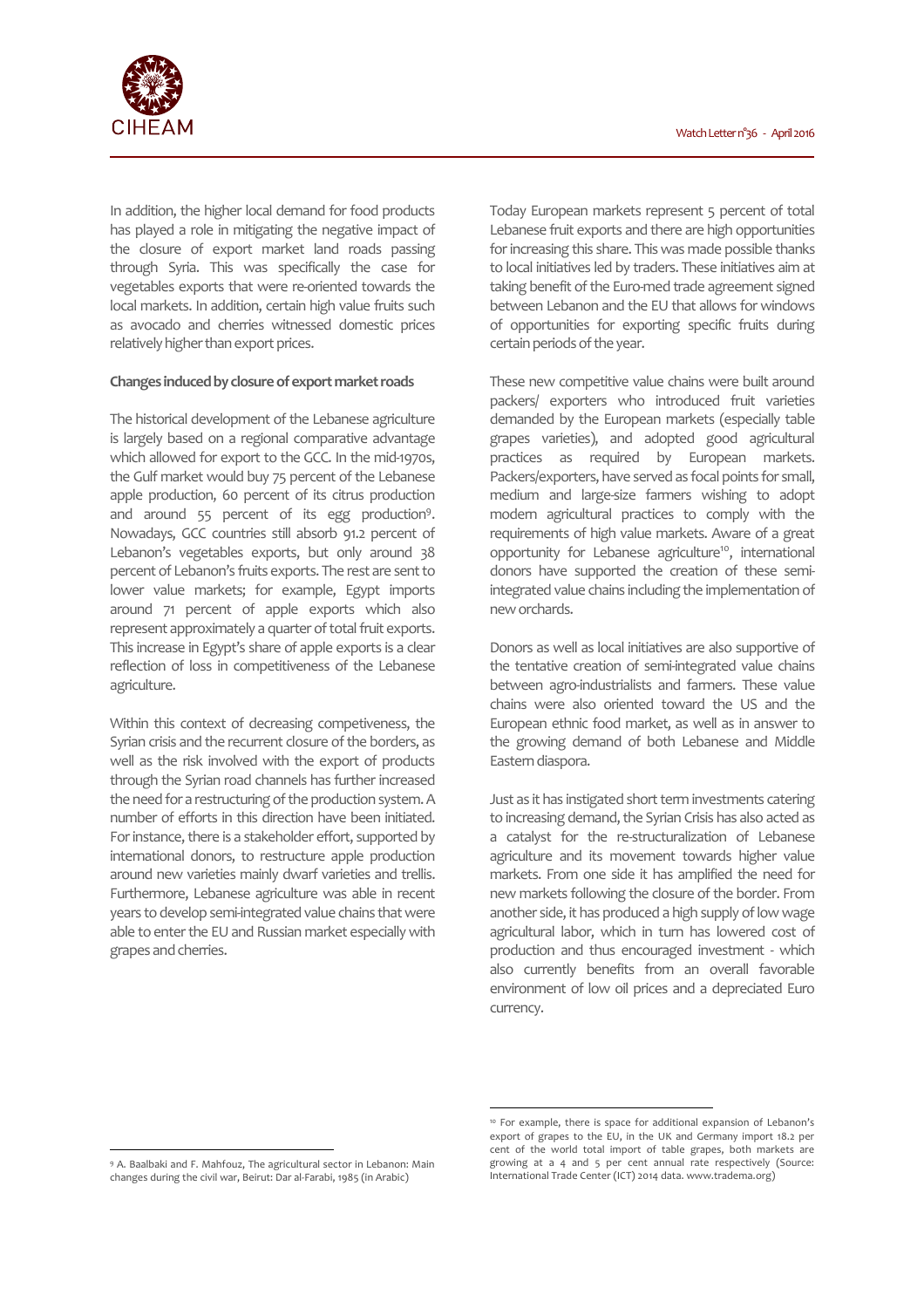In addition, the higher local demand for food products has played a role in mitigating the negative impact of the closure of export market land roads passing through Syria. This was specifically the case for vegetables exports that were re-oriented towards the local markets. In addition, certain high value fruits such as avocado and cherries witnessed domestic prices relatively higher than export prices.

**Changes induced by closure of export market roads**

The historical development of the Lebanese agriculture is largely based on a regional comparative advantage which allowed for export to the GCC. In the mid-1970s, the Gulf market would buy 75 percent of the Lebanese apple production, 60 percent of its citrus production and around 55 percent of its egg production[9]. Nowadays, GCC countries still absorb 91.2 percent of Lebanon's vegetables exports, but only around 38 percent of Lebanon's fruits exports. The rest are sent to lower value markets; for example, Egypt imports around 71 percent of apple exports which also represent approximately a quarter of total fruit exports. This increase in Egypt's share of apple exports is a clear reflection of loss in competitiveness of the Lebanese agriculture.

Within this context of decreasing competiveness, the Syrian crisis and the recurrent closure of the borders, as well as the risk involved with the export of products through the Syrian road channels has further increased the need for a restructuring of the production system. A number of efforts in this direction have been initiated. For instance, there is a stakeholder effort, supported by international donors, to restructure apple production around new varieties mainly dwarf varieties and trellis. Furthermore, Lebanese agriculture was able in recent years to develop semi-integrated value chains that were able to enter the EU and Russian market especially with grapes and cherries.

Today European markets represent 5 percent of total Lebanese fruit exports and there are high opportunities for increasing this share. This was made possible thanks to local initiatives led by traders. These initiatives aim at taking benefit of the Euro-med trade agreement signed between Lebanon and the EU that allows for windows of opportunities for exporting specific fruits during certain periods of the year.

These new competitive value chains were built around packers/ exporters who introduced fruit varieties demanded by the European markets (especially table grapes varieties), and adopted good agricultural practices as required by European markets. Packers/exporters, have served as focal points for small, medium and large-size farmers wishing to adopt modern agricultural practices to comply with the requirements of high value markets. Aware of a great opportunity for Lebanese agriculture[10], international donors have supported the creation of these semi-integrated value chains including the implementation of new orchards.

Donors as well as local initiatives are also supportive of the tentative creation of semi-integrated value chains between agro-industrialists and farmers. These value chains were also oriented toward the US and the European ethnic food market, as well as in answer to the growing demand of both Lebanese and Middle Eastern diaspora.

Just as it has instigated short term investments catering to increasing demand, the Syrian Crisis has also acted as a catalyst for the re-structuralization of Lebanese agriculture and its movement towards higher value markets. From one side it has amplified the need for new markets following the closure of the border. From another side, it has produced a high supply of low wage agricultural labor, which in turn has lowered cost of production and thus encouraged investment - which also currently benefits from an overall favorable environment of low oil prices and a depreciated Euro currency.

---

[9] A. Baalbaki and F. Mahfouz, The agricultural sector in Lebanon: Main changes during the civil war, Beirut: Dar al-Farabi, 1985 (in Arabic)

[10] For example, there is space for additional expansion of Lebanon's export of grapes to the EU, in the UK and Germany import 18.2 per cent of the world total import of table grapes, both markets are growing at a 4 and 5 per cent annual rate respectively (Source: International Trade Center (ICT) 2014 data. www.tradema.org)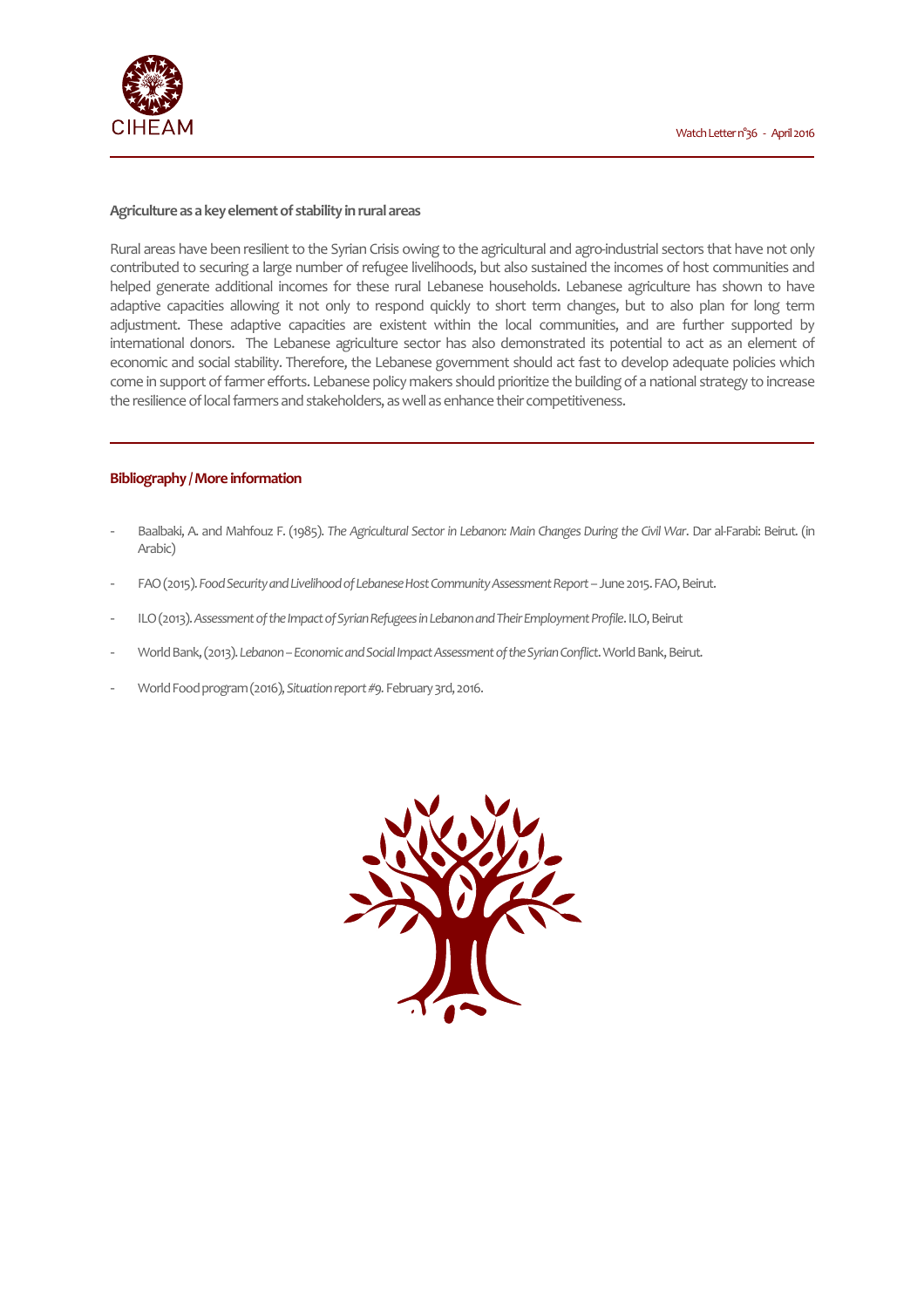**Agriculture as a key element of stability in rural areas**

Rural areas have been resilient to the Syrian Crisis owing to the agricultural and agro-industrial sectors that have not only contributed to securing a large number of refugee livelihoods, but also sustained the incomes of host communities and helped generate additional incomes for these rural Lebanese households. Lebanese agriculture has shown to have adaptive capacities allowing it not only to respond quickly to short term changes, but to also plan for long term adjustment. These adaptive capacities are existent within the local communities, and are further supported by international donors. The Lebanese agriculture sector has also demonstrated its potential to act as an element of economic and social stability. Therefore, the Lebanese government should act fast to develop adequate policies which come in support of farmer efforts. Lebanese policy makers should prioritize the building of a national strategy to increase the resilience of local farmers and stakeholders, as well as enhance their competitiveness.

## Bibliography / More information

- Baalbaki, A. and Mahfouz F. (1985). *The Agricultural Sector in Lebanon: Main Changes During the Civil War*. Dar al-Farabi: Beirut. (in Arabic)
- FAO (2015). *Food Security and Livelihood of Lebanese Host Community Assessment Report* – June 2015. FAO, Beirut.
- ILO (2013). *Assessment of the Impact of Syrian Refugees in Lebanon and Their Employment Profile*. ILO, Beirut
- World Bank, (2013). *Lebanon – Economic and Social Impact Assessment of the Syrian Conflict*. World Bank, Beirut.
- World Food program (2016), *Situation report #9*. February 3rd, 2016.